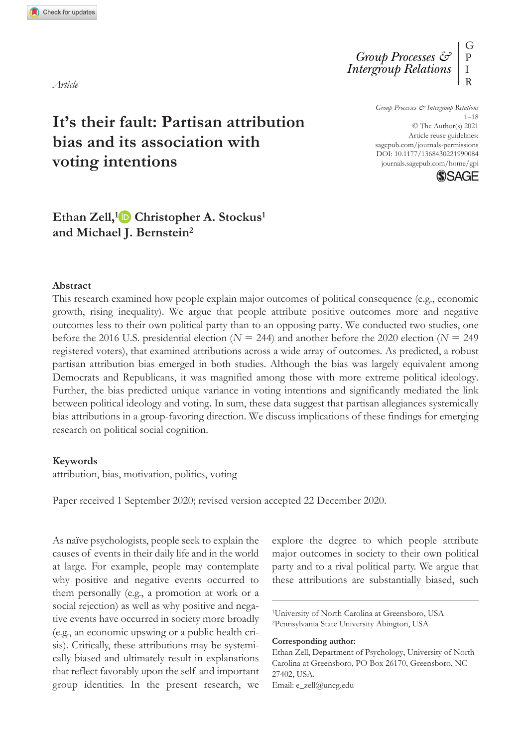*Article*

# It's their fault: Partisan attribution bias and its association with voting intentions

**Ethan Zell,[1] Christopher A. Stockus[1] and Michael J. Bernstein[2]**

### Abstract

This research examined how people explain major outcomes of political consequence (e.g., economic growth, rising inequality). We argue that people attribute positive outcomes more and negative outcomes less to their own political party than to an opposing party. We conducted two studies, one before the 2016 U.S. presidential election ($N = 244$) and another before the 2020 election ($N = 249$ registered voters), that examined attributions across a wide array of outcomes. As predicted, a robust partisan attribution bias emerged in both studies. Although the bias was largely equivalent among Democrats and Republicans, it was magnified among those with more extreme political ideology. Further, the bias predicted unique variance in voting intentions and significantly mediated the link between political ideology and voting. In sum, these data suggest that partisan allegiances systemically bias attributions in a group-favoring direction. We discuss implications of these findings for emerging research on political social cognition.

### Keywords

attribution, bias, motivation, politics, voting

Paper received 1 September 2020; revised version accepted 22 December 2020.

As naïve psychologists, people seek to explain the causes of events in their daily life and in the world at large. For example, people may contemplate why positive and negative events occurred to them personally (e.g., a promotion at work or a social rejection) as well as why positive and negative events have occurred in society more broadly (e.g., an economic upswing or a public health crisis). Critically, these attributions may be systemically biased and ultimately result in explanations that reflect favorably upon the self and important group identities. In the present research, we explore the degree to which people attribute major outcomes in society to their own political party and to a rival political party. We argue that these attributions are substantially biased, such

[1]University of North Carolina at Greensboro, USA
[2]Pennsylvania State University Abington, USA

**Corresponding author:**
Ethan Zell, Department of Psychology, University of North Carolina at Greensboro, PO Box 26170, Greensboro, NC 27402, USA.
Email: e_zell@uncg.edu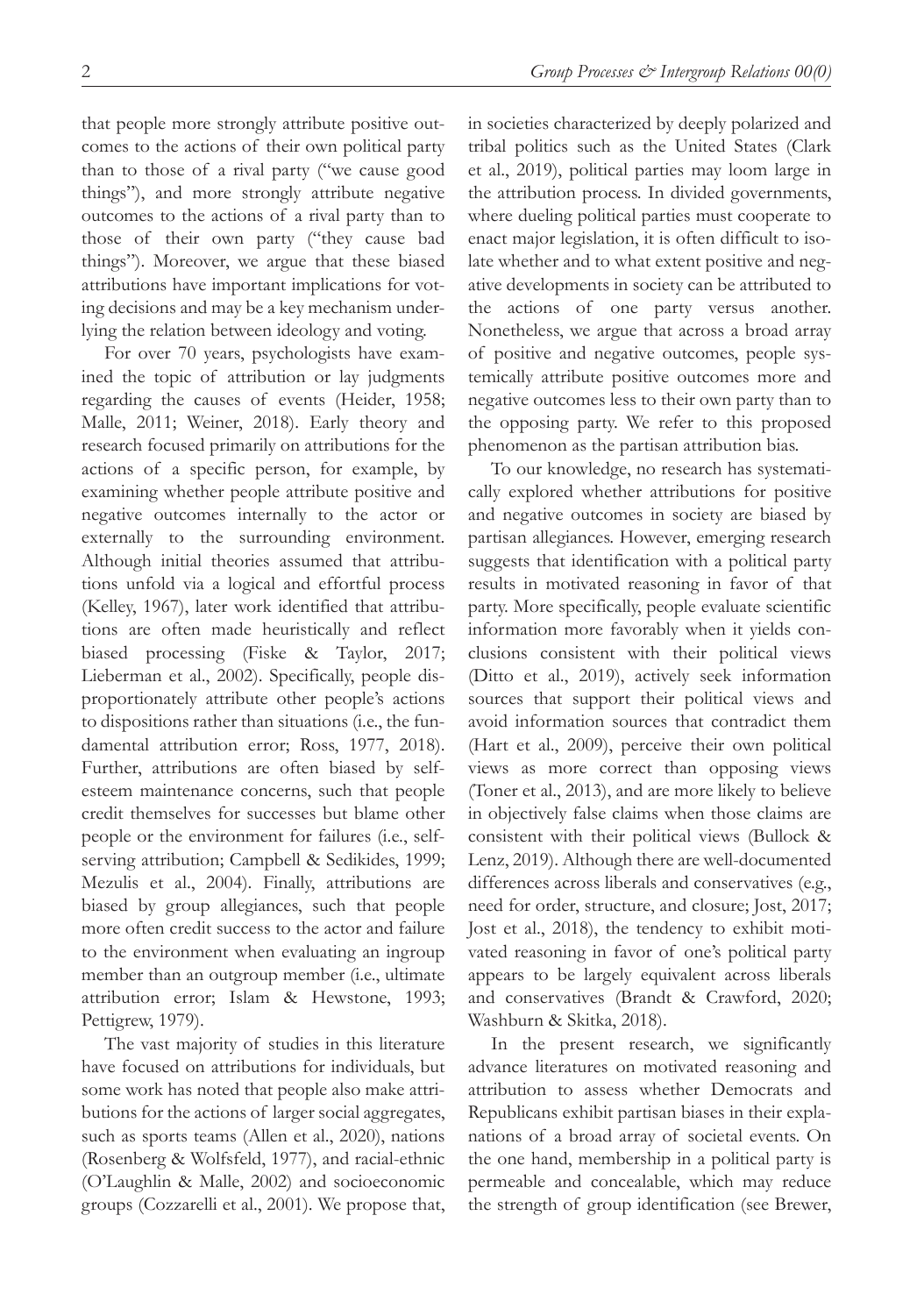that people more strongly attribute positive outcomes to the actions of their own political party than to those of a rival party ("we cause good things"), and more strongly attribute negative outcomes to the actions of a rival party than to those of their own party ("they cause bad things"). Moreover, we argue that these biased attributions have important implications for voting decisions and may be a key mechanism underlying the relation between ideology and voting.

For over 70 years, psychologists have examined the topic of attribution or lay judgments regarding the causes of events (Heider, 1958; Malle, 2011; Weiner, 2018). Early theory and research focused primarily on attributions for the actions of a specific person, for example, by examining whether people attribute positive and negative outcomes internally to the actor or externally to the surrounding environment. Although initial theories assumed that attributions unfold via a logical and effortful process (Kelley, 1967), later work identified that attributions are often made heuristically and reflect biased processing (Fiske & Taylor, 2017; Lieberman et al., 2002). Specifically, people disproportionately attribute other people's actions to dispositions rather than situations (i.e., the fundamental attribution error; Ross, 1977, 2018). Further, attributions are often biased by self-esteem maintenance concerns, such that people credit themselves for successes but blame other people or the environment for failures (i.e., self-serving attribution; Campbell & Sedikides, 1999; Mezulis et al., 2004). Finally, attributions are biased by group allegiances, such that people more often credit success to the actor and failure to the environment when evaluating an ingroup member than an outgroup member (i.e., ultimate attribution error; Islam & Hewstone, 1993; Pettigrew, 1979).

The vast majority of studies in this literature have focused on attributions for individuals, but some work has noted that people also make attributions for the actions of larger social aggregates, such as sports teams (Allen et al., 2020), nations (Rosenberg & Wolfsfeld, 1977), and racial-ethnic (O'Laughlin & Malle, 2002) and socioeconomic groups (Cozzarelli et al., 2001). We propose that, in societies characterized by deeply polarized and tribal politics such as the United States (Clark et al., 2019), political parties may loom large in the attribution process. In divided governments, where dueling political parties must cooperate to enact major legislation, it is often difficult to isolate whether and to what extent positive and negative developments in society can be attributed to the actions of one party versus another. Nonetheless, we argue that across a broad array of positive and negative outcomes, people systemically attribute positive outcomes more and negative outcomes less to their own party than to the opposing party. We refer to this proposed phenomenon as the partisan attribution bias.

To our knowledge, no research has systematically explored whether attributions for positive and negative outcomes in society are biased by partisan allegiances. However, emerging research suggests that identification with a political party results in motivated reasoning in favor of that party. More specifically, people evaluate scientific information more favorably when it yields conclusions consistent with their political views (Ditto et al., 2019), actively seek information sources that support their political views and avoid information sources that contradict them (Hart et al., 2009), perceive their own political views as more correct than opposing views (Toner et al., 2013), and are more likely to believe in objectively false claims when those claims are consistent with their political views (Bullock & Lenz, 2019). Although there are well-documented differences across liberals and conservatives (e.g., need for order, structure, and closure; Jost, 2017; Jost et al., 2018), the tendency to exhibit motivated reasoning in favor of one's political party appears to be largely equivalent across liberals and conservatives (Brandt & Crawford, 2020; Washburn & Skitka, 2018).

In the present research, we significantly advance literatures on motivated reasoning and attribution to assess whether Democrats and Republicans exhibit partisan biases in their explanations of a broad array of societal events. On the one hand, membership in a political party is permeable and concealable, which may reduce the strength of group identification (see Brewer,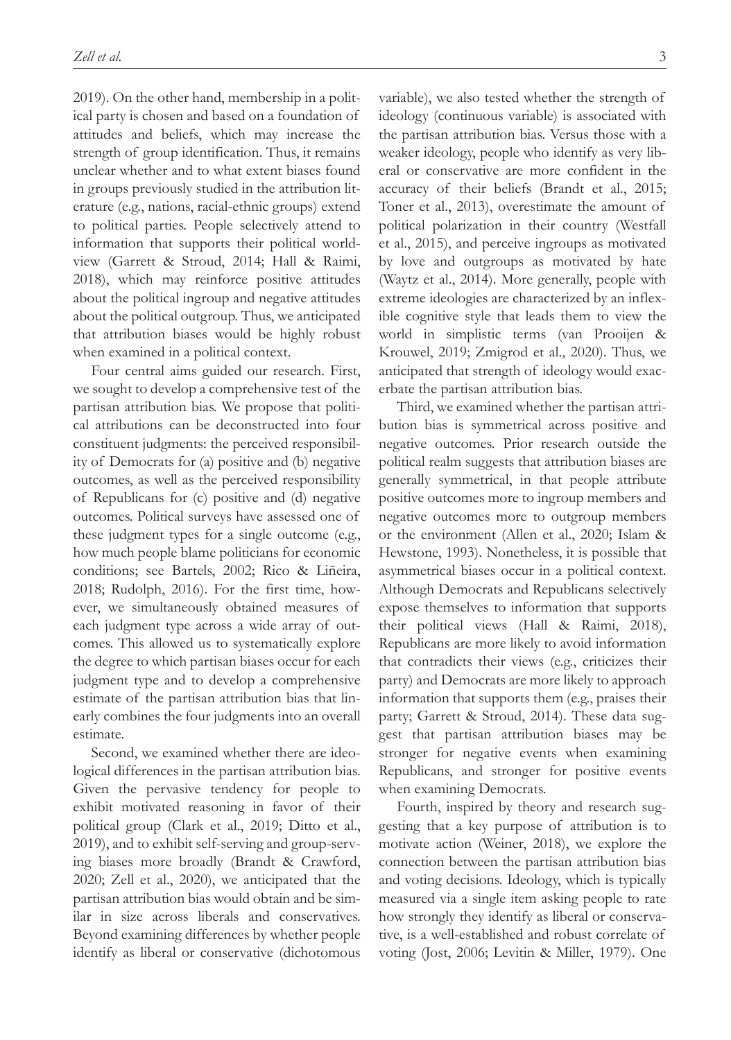2019). On the other hand, membership in a political party is chosen and based on a foundation of attitudes and beliefs, which may increase the strength of group identification. Thus, it remains unclear whether and to what extent biases found in groups previously studied in the attribution literature (e.g., nations, racial-ethnic groups) extend to political parties. People selectively attend to information that supports their political worldview (Garrett & Stroud, 2014; Hall & Raimi, 2018), which may reinforce positive attitudes about the political ingroup and negative attitudes about the political outgroup. Thus, we anticipated that attribution biases would be highly robust when examined in a political context.

Four central aims guided our research. First, we sought to develop a comprehensive test of the partisan attribution bias. We propose that political attributions can be deconstructed into four constituent judgments: the perceived responsibility of Democrats for (a) positive and (b) negative outcomes, as well as the perceived responsibility of Republicans for (c) positive and (d) negative outcomes. Political surveys have assessed one of these judgment types for a single outcome (e.g., how much people blame politicians for economic conditions; see Bartels, 2002; Rico & Liñeira, 2018; Rudolph, 2016). For the first time, however, we simultaneously obtained measures of each judgment type across a wide array of outcomes. This allowed us to systematically explore the degree to which partisan biases occur for each judgment type and to develop a comprehensive estimate of the partisan attribution bias that linearly combines the four judgments into an overall estimate.

Second, we examined whether there are ideological differences in the partisan attribution bias. Given the pervasive tendency for people to exhibit motivated reasoning in favor of their political group (Clark et al., 2019; Ditto et al., 2019), and to exhibit self-serving and group-serving biases more broadly (Brandt & Crawford, 2020; Zell et al., 2020), we anticipated that the partisan attribution bias would obtain and be similar in size across liberals and conservatives. Beyond examining differences by whether people identify as liberal or conservative (dichotomous variable), we also tested whether the strength of ideology (continuous variable) is associated with the partisan attribution bias. Versus those with a weaker ideology, people who identify as very liberal or conservative are more confident in the accuracy of their beliefs (Brandt et al., 2015; Toner et al., 2013), overestimate the amount of political polarization in their country (Westfall et al., 2015), and perceive ingroups as motivated by love and outgroups as motivated by hate (Waytz et al., 2014). More generally, people with extreme ideologies are characterized by an inflexible cognitive style that leads them to view the world in simplistic terms (van Prooijen & Krouwel, 2019; Zmigrod et al., 2020). Thus, we anticipated that strength of ideology would exacerbate the partisan attribution bias.

Third, we examined whether the partisan attribution bias is symmetrical across positive and negative outcomes. Prior research outside the political realm suggests that attribution biases are generally symmetrical, in that people attribute positive outcomes more to ingroup members and negative outcomes more to outgroup members or the environment (Allen et al., 2020; Islam & Hewstone, 1993). Nonetheless, it is possible that asymmetrical biases occur in a political context. Although Democrats and Republicans selectively expose themselves to information that supports their political views (Hall & Raimi, 2018), Republicans are more likely to avoid information that contradicts their views (e.g., criticizes their party) and Democrats are more likely to approach information that supports them (e.g., praises their party; Garrett & Stroud, 2014). These data suggest that partisan attribution biases may be stronger for negative events when examining Republicans, and stronger for positive events when examining Democrats.

Fourth, inspired by theory and research suggesting that a key purpose of attribution is to motivate action (Weiner, 2018), we explore the connection between the partisan attribution bias and voting decisions. Ideology, which is typically measured via a single item asking people to rate how strongly they identify as liberal or conservative, is a well-established and robust correlate of voting (Jost, 2006; Levitin & Miller, 1979). One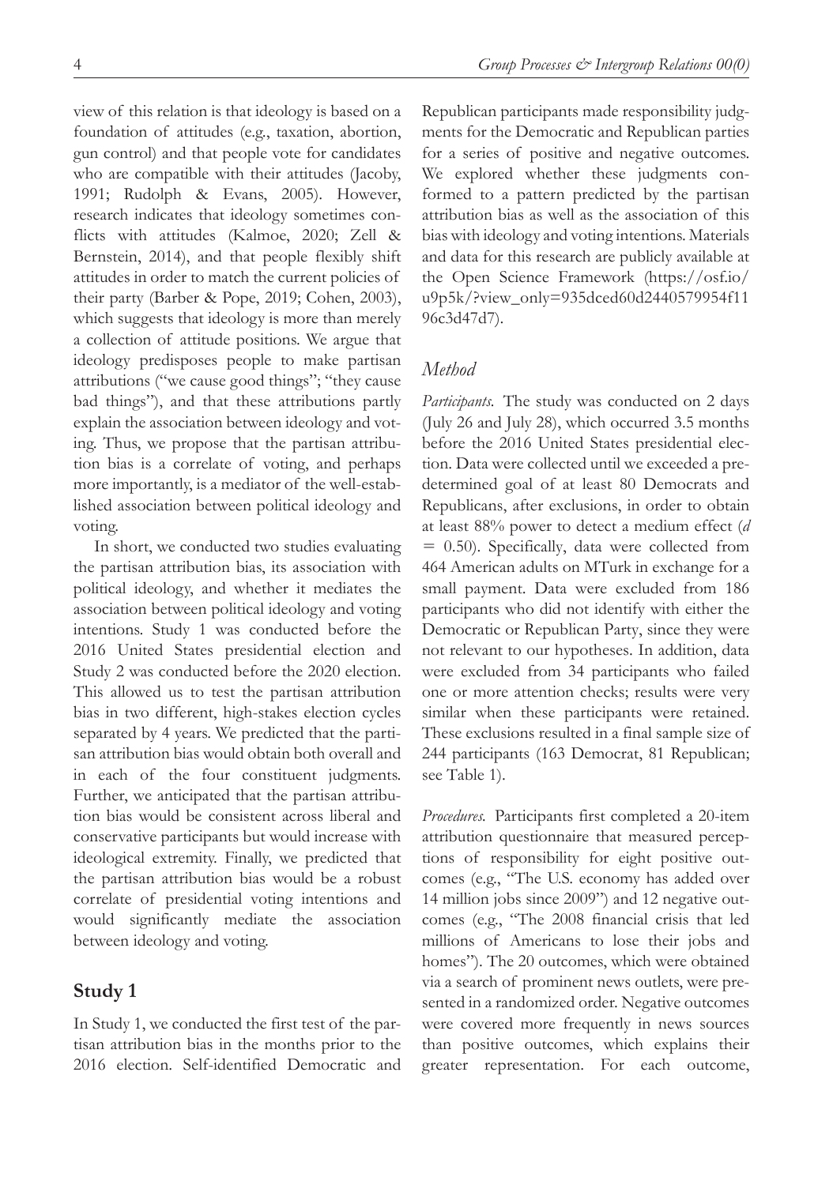view of this relation is that ideology is based on a foundation of attitudes (e.g., taxation, abortion, gun control) and that people vote for candidates who are compatible with their attitudes (Jacoby, 1991; Rudolph & Evans, 2005). However, research indicates that ideology sometimes conflicts with attitudes (Kalmoe, 2020; Zell & Bernstein, 2014), and that people flexibly shift attitudes in order to match the current policies of their party (Barber & Pope, 2019; Cohen, 2003), which suggests that ideology is more than merely a collection of attitude positions. We argue that ideology predisposes people to make partisan attributions ("we cause good things"; "they cause bad things"), and that these attributions partly explain the association between ideology and voting. Thus, we propose that the partisan attribution bias is a correlate of voting, and perhaps more importantly, is a mediator of the well-established association between political ideology and voting.

In short, we conducted two studies evaluating the partisan attribution bias, its association with political ideology, and whether it mediates the association between political ideology and voting intentions. Study 1 was conducted before the 2016 United States presidential election and Study 2 was conducted before the 2020 election. This allowed us to test the partisan attribution bias in two different, high-stakes election cycles separated by 4 years. We predicted that the partisan attribution bias would obtain both overall and in each of the four constituent judgments. Further, we anticipated that the partisan attribution bias would be consistent across liberal and conservative participants but would increase with ideological extremity. Finally, we predicted that the partisan attribution bias would be a robust correlate of presidential voting intentions and would significantly mediate the association between ideology and voting.

## Study 1

In Study 1, we conducted the first test of the partisan attribution bias in the months prior to the 2016 election. Self-identified Democratic and Republican participants made responsibility judgments for the Democratic and Republican parties for a series of positive and negative outcomes. We explored whether these judgments conformed to a pattern predicted by the partisan attribution bias as well as the association of this bias with ideology and voting intentions. Materials and data for this research are publicly available at the Open Science Framework (https://osf.io/u9p5k/?view_only=935dced60d2440579954f1196c3d47d7).

### *Method*

*Participants.* The study was conducted on 2 days (July 26 and July 28), which occurred 3.5 months before the 2016 United States presidential election. Data were collected until we exceeded a predetermined goal of at least 80 Democrats and Republicans, after exclusions, in order to obtain at least 88% power to detect a medium effect ($d = 0.50$). Specifically, data were collected from 464 American adults on MTurk in exchange for a small payment. Data were excluded from 186 participants who did not identify with either the Democratic or Republican Party, since they were not relevant to our hypotheses. In addition, data were excluded from 34 participants who failed one or more attention checks; results were very similar when these participants were retained. These exclusions resulted in a final sample size of 244 participants (163 Democrat, 81 Republican; see Table 1).

*Procedures.* Participants first completed a 20-item attribution questionnaire that measured perceptions of responsibility for eight positive outcomes (e.g., "The U.S. economy has added over 14 million jobs since 2009") and 12 negative outcomes (e.g., "The 2008 financial crisis that led millions of Americans to lose their jobs and homes"). The 20 outcomes, which were obtained via a search of prominent news outlets, were presented in a randomized order. Negative outcomes were covered more frequently in news sources than positive outcomes, which explains their greater representation. For each outcome,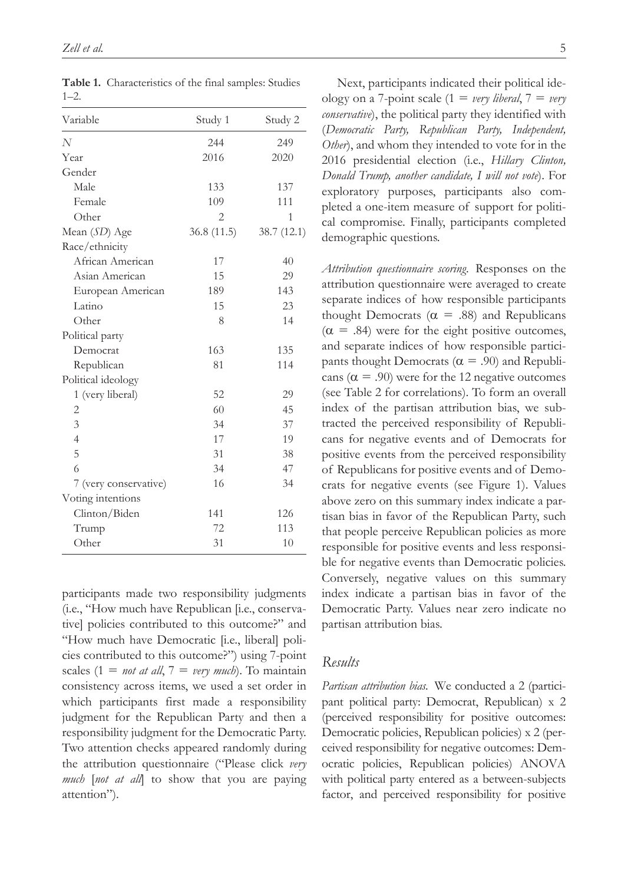**Table 1.** Characteristics of the final samples: Studies 1–2.

| Variable | Study 1 | Study 2 |
|---|---|---|
| *N* | 244 | 249 |
| Year | 2016 | 2020 |
| Gender | | |
| Male | 133 | 137 |
| Female | 109 | 111 |
| Other | 2 | 1 |
| Mean (*SD*) Age | 36.8 (11.5) | 38.7 (12.1) |
| Race/ethnicity | | |
| African American | 17 | 40 |
| Asian American | 15 | 29 |
| European American | 189 | 143 |
| Latino | 15 | 23 |
| Other | 8 | 14 |
| Political party | | |
| Democrat | 163 | 135 |
| Republican | 81 | 114 |
| Political ideology | | |
| 1 (very liberal) | 52 | 29 |
| 2 | 60 | 45 |
| 3 | 34 | 37 |
| 4 | 17 | 19 |
| 5 | 31 | 38 |
| 6 | 34 | 47 |
| 7 (very conservative) | 16 | 34 |
| Voting intentions | | |
| Clinton/Biden | 141 | 126 |
| Trump | 72 | 113 |
| Other | 31 | 10 |

participants made two responsibility judgments (i.e., "How much have Republican [i.e., conservative] policies contributed to this outcome?" and "How much have Democratic [i.e., liberal] policies contributed to this outcome?") using 7-point scales (1 = *not at all*, 7 = *very much*). To maintain consistency across items, we used a set order in which participants first made a responsibility judgment for the Republican Party and then a responsibility judgment for the Democratic Party. Two attention checks appeared randomly during the attribution questionnaire ("Please click *very much* [*not at all*] to show that you are paying attention").

Next, participants indicated their political ideology on a 7-point scale (1 = *very liberal*, 7 = *very conservative*), the political party they identified with (*Democratic Party, Republican Party, Independent, Other*), and whom they intended to vote for in the 2016 presidential election (i.e., *Hillary Clinton, Donald Trump, another candidate, I will not vote*). For exploratory purposes, participants also completed a one-item measure of support for political compromise. Finally, participants completed demographic questions.

*Attribution questionnaire scoring.* Responses on the attribution questionnaire were averaged to create separate indices of how responsible participants thought Democrats ($\alpha = .88$) and Republicans ($\alpha = .84$) were for the eight positive outcomes, and separate indices of how responsible participants thought Democrats ($\alpha = .90$) and Republicans ($\alpha = .90$) were for the 12 negative outcomes (see Table 2 for correlations). To form an overall index of the partisan attribution bias, we subtracted the perceived responsibility of Republicans for negative events and of Democrats for positive events from the perceived responsibility of Republicans for positive events and of Democrats for negative events (see Figure 1). Values above zero on this summary index indicate a partisan bias in favor of the Republican Party, such that people perceive Republican policies as more responsible for positive events and less responsible for negative events than Democratic policies. Conversely, negative values on this summary index indicate a partisan bias in favor of the Democratic Party. Values near zero indicate no partisan attribution bias.

## Results

*Partisan attribution bias.* We conducted a 2 (participant political party: Democrat, Republican) x 2 (perceived responsibility for positive outcomes: Democratic policies, Republican policies) x 2 (perceived responsibility for negative outcomes: Democratic policies, Republican policies) ANOVA with political party entered as a between-subjects factor, and perceived responsibility for positive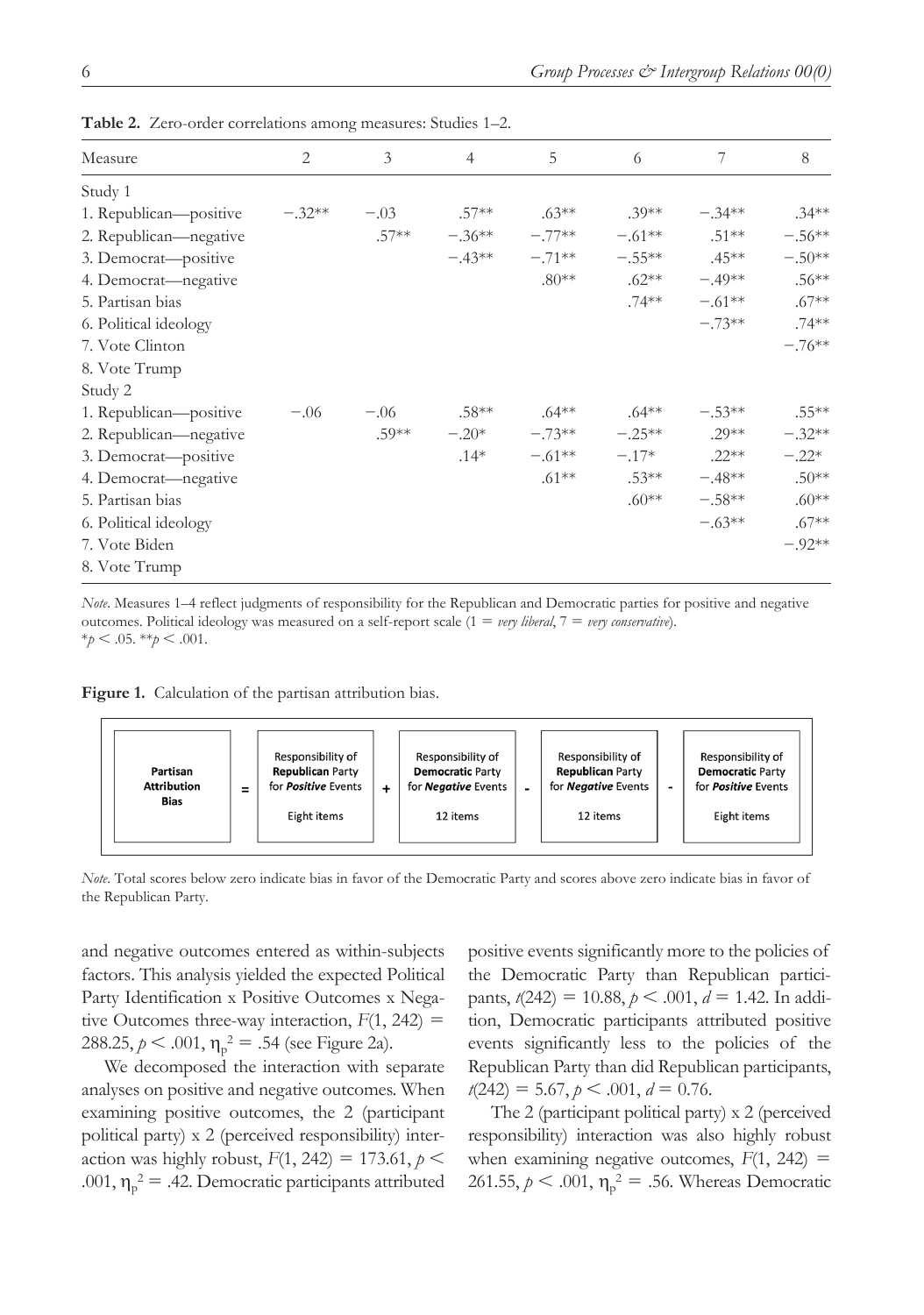**Table 2.** Zero-order correlations among measures: Studies 1–2.

| Measure | 2 | 3 | 4 | 5 | 6 | 7 | 8 |
|---|---|---|---|---|---|---|---|
| Study 1 | | | | | | | |
| 1. Republican—positive | −.32** | −.03 | .57** | .63** | .39** | −.34** | .34** |
| 2. Republican—negative | | .57** | −.36** | −.77** | −.61** | .51** | −.56** |
| 3. Democrat—positive | | | −.43** | −.71** | −.55** | .45** | −.50** |
| 4. Democrat—negative | | | | .80** | .62** | −.49** | .56** |
| 5. Partisan bias | | | | | .74** | −.61** | .67** |
| 6. Political ideology | | | | | | −.73** | .74** |
| 7. Vote Clinton | | | | | | | −.76** |
| 8. Vote Trump | | | | | | | |
| Study 2 | | | | | | | |
| 1. Republican—positive | −.06 | −.06 | .58** | .64** | .64** | −.53** | .55** |
| 2. Republican—negative | | .59** | −.20* | −.73** | −.25** | .29** | −.32** |
| 3. Democrat—positive | | | .14* | −.61** | −.17* | .22** | −.22* |
| 4. Democrat—negative | | | | .61** | .53** | −.48** | .50** |
| 5. Partisan bias | | | | | .60** | −.58** | .60** |
| 6. Political ideology | | | | | | −.63** | .67** |
| 7. Vote Biden | | | | | | | −.92** |
| 8. Vote Trump | | | | | | | |

*Note*. Measures 1–4 reflect judgments of responsibility for the Republican and Democratic parties for positive and negative outcomes. Political ideology was measured on a self-report scale (1 = *very liberal*, 7 = *very conservative*).
*$p < .05$. **$p < .001$.

**Figure 1.** Calculation of the partisan attribution bias.

| **Partisan Attribution Bias** | = | Responsibility of **Republican** Party for ***Positive*** Events (Eight items) | + | Responsibility of **Democratic** Party for ***Negative*** Events (12 items) | - | Responsibility of **Republican** Party for ***Negative*** Events (12 items) | - | Responsibility of **Democratic** Party for ***Positive*** Events (Eight items) |
|---|---|---|---|---|---|---|---|---|

*Note*. Total scores below zero indicate bias in favor of the Democratic Party and scores above zero indicate bias in favor of the Republican Party.

and negative outcomes entered as within-subjects factors. This analysis yielded the expected Political Party Identification x Positive Outcomes x Negative Outcomes three-way interaction, $F(1, 242) = 288.25$, $p < .001$, $\eta_p^2 = .54$ (see Figure 2a).

We decomposed the interaction with separate analyses on positive and negative outcomes. When examining positive outcomes, the 2 (participant political party) x 2 (perceived responsibility) interaction was highly robust, $F(1, 242) = 173.61$, $p < .001$, $\eta_p^2 = .42$. Democratic participants attributed positive events significantly more to the policies of the Democratic Party than Republican participants, $t(242) = 10.88$, $p < .001$, $d = 1.42$. In addition, Democratic participants attributed positive events significantly less to the policies of the Republican Party than did Republican participants, $t(242) = 5.67$, $p < .001$, $d = 0.76$.

The 2 (participant political party) x 2 (perceived responsibility) interaction was also highly robust when examining negative outcomes, $F(1, 242) = 261.55$, $p < .001$, $\eta_p^2 = .56$. Whereas Democratic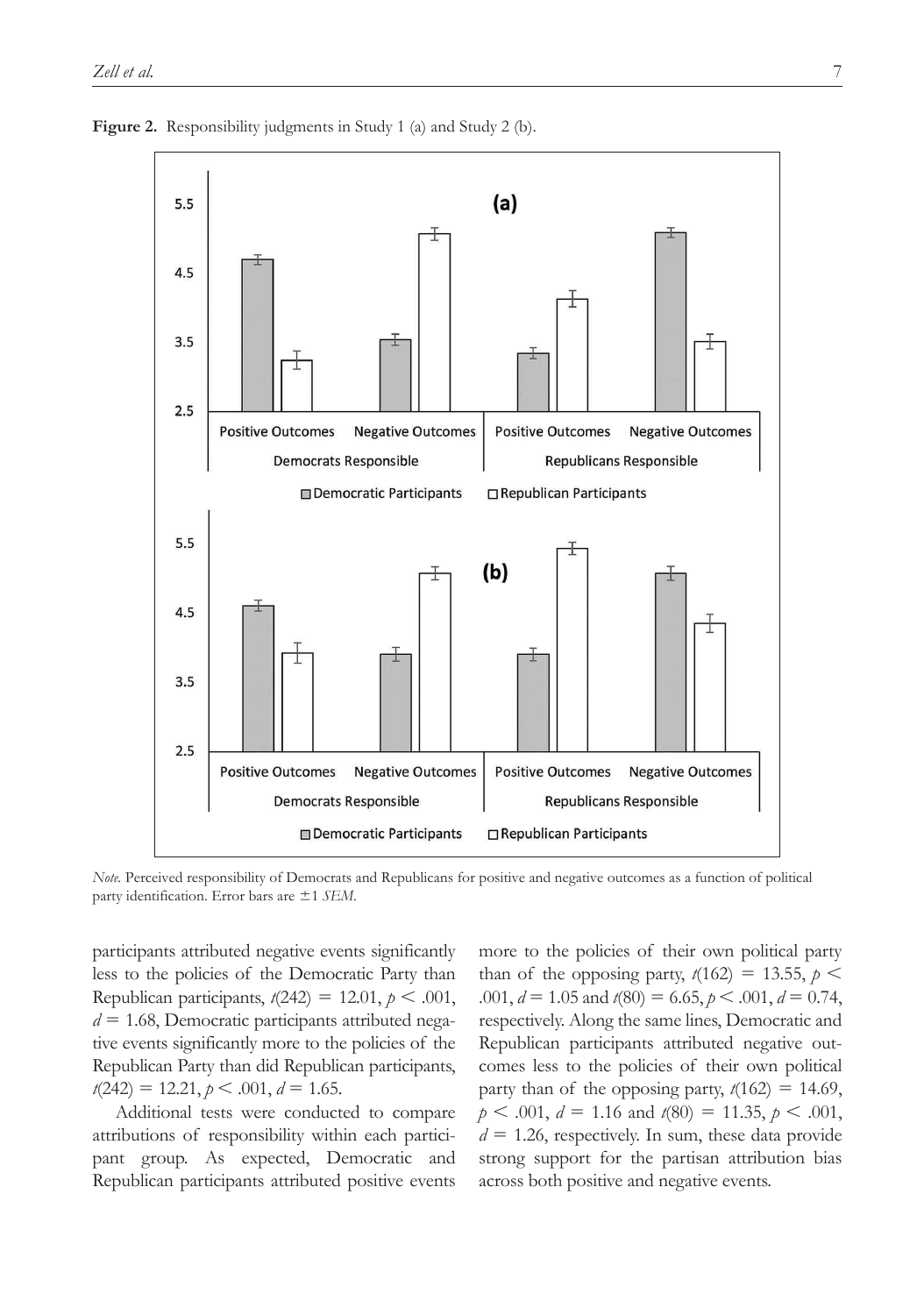**Figure 2.** Responsibility judgments in Study 1 (a) and Study 2 (b).

*Note.* Perceived responsibility of Democrats and Republicans for positive and negative outcomes as a function of political party identification. Error bars are ±1 *SEM*.

participants attributed negative events significantly less to the policies of the Democratic Party than Republican participants, $t(242) = 12.01$, $p < .001$, $d = 1.68$, Democratic participants attributed negative events significantly more to the policies of the Republican Party than did Republican participants, $t(242) = 12.21$, $p < .001$, $d = 1.65$.

Additional tests were conducted to compare attributions of responsibility within each participant group. As expected, Democratic and Republican participants attributed positive events more to the policies of their own political party than of the opposing party, $t(162) = 13.55$, $p < .001$, $d = 1.05$ and $t(80) = 6.65$, $p < .001$, $d = 0.74$, respectively. Along the same lines, Democratic and Republican participants attributed negative outcomes less to the policies of their own political party than of the opposing party, $t(162) = 14.69$, $p < .001$, $d = 1.16$ and $t(80) = 11.35$, $p < .001$, $d = 1.26$, respectively. In sum, these data provide strong support for the partisan attribution bias across both positive and negative events.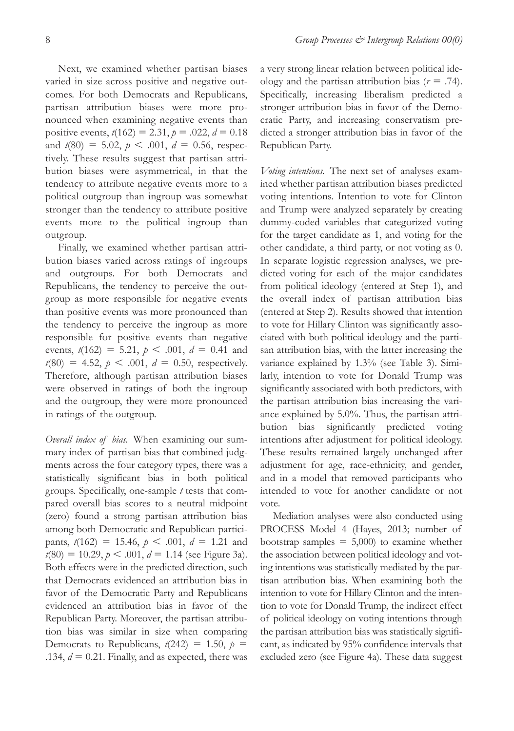Next, we examined whether partisan biases varied in size across positive and negative outcomes. For both Democrats and Republicans, partisan attribution biases were more pronounced when examining negative events than positive events, $t(162) = 2.31, p = .022, d = 0.18$ and $t(80) = 5.02, p < .001, d = 0.56$, respectively. These results suggest that partisan attribution biases were asymmetrical, in that the tendency to attribute negative events more to a political outgroup than ingroup was somewhat stronger than the tendency to attribute positive events more to the political ingroup than outgroup.

Finally, we examined whether partisan attribution biases varied across ratings of ingroups and outgroups. For both Democrats and Republicans, the tendency to perceive the outgroup as more responsible for negative events than positive events was more pronounced than the tendency to perceive the ingroup as more responsible for positive events than negative events, $t(162) = 5.21, p < .001, d = 0.41$ and $t(80) = 4.52, p < .001, d = 0.50$, respectively. Therefore, although partisan attribution biases were observed in ratings of both the ingroup and the outgroup, they were more pronounced in ratings of the outgroup.

*Overall index of bias.* When examining our summary index of partisan bias that combined judgments across the four category types, there was a statistically significant bias in both political groups. Specifically, one-sample *t* tests that compared overall bias scores to a neutral midpoint (zero) found a strong partisan attribution bias among both Democratic and Republican participants, $t(162) = 15.46, p < .001, d = 1.21$ and $t(80) = 10.29, p < .001, d = 1.14$ (see Figure 3a). Both effects were in the predicted direction, such that Democrats evidenced an attribution bias in favor of the Democratic Party and Republicans evidenced an attribution bias in favor of the Republican Party. Moreover, the partisan attribution bias was similar in size when comparing Democrats to Republicans, $t(242) = 1.50, p = .134, d = 0.21$. Finally, and as expected, there was a very strong linear relation between political ideology and the partisan attribution bias ($r = .74$). Specifically, increasing liberalism predicted a stronger attribution bias in favor of the Democratic Party, and increasing conservatism predicted a stronger attribution bias in favor of the Republican Party.

*Voting intentions.* The next set of analyses examined whether partisan attribution biases predicted voting intentions. Intention to vote for Clinton and Trump were analyzed separately by creating dummy-coded variables that categorized voting for the target candidate as 1, and voting for the other candidate, a third party, or not voting as 0. In separate logistic regression analyses, we predicted voting for each of the major candidates from political ideology (entered at Step 1), and the overall index of partisan attribution bias (entered at Step 2). Results showed that intention to vote for Hillary Clinton was significantly associated with both political ideology and the partisan attribution bias, with the latter increasing the variance explained by 1.3% (see Table 3). Similarly, intention to vote for Donald Trump was significantly associated with both predictors, with the partisan attribution bias increasing the variance explained by 5.0%. Thus, the partisan attribution bias significantly predicted voting intentions after adjustment for political ideology. These results remained largely unchanged after adjustment for age, race-ethnicity, and gender, and in a model that removed participants who intended to vote for another candidate or not vote.

Mediation analyses were also conducted using PROCESS Model 4 (Hayes, 2013; number of bootstrap samples = 5,000) to examine whether the association between political ideology and voting intentions was statistically mediated by the partisan attribution bias. When examining both the intention to vote for Hillary Clinton and the intention to vote for Donald Trump, the indirect effect of political ideology on voting intentions through the partisan attribution bias was statistically significant, as indicated by 95% confidence intervals that excluded zero (see Figure 4a). These data suggest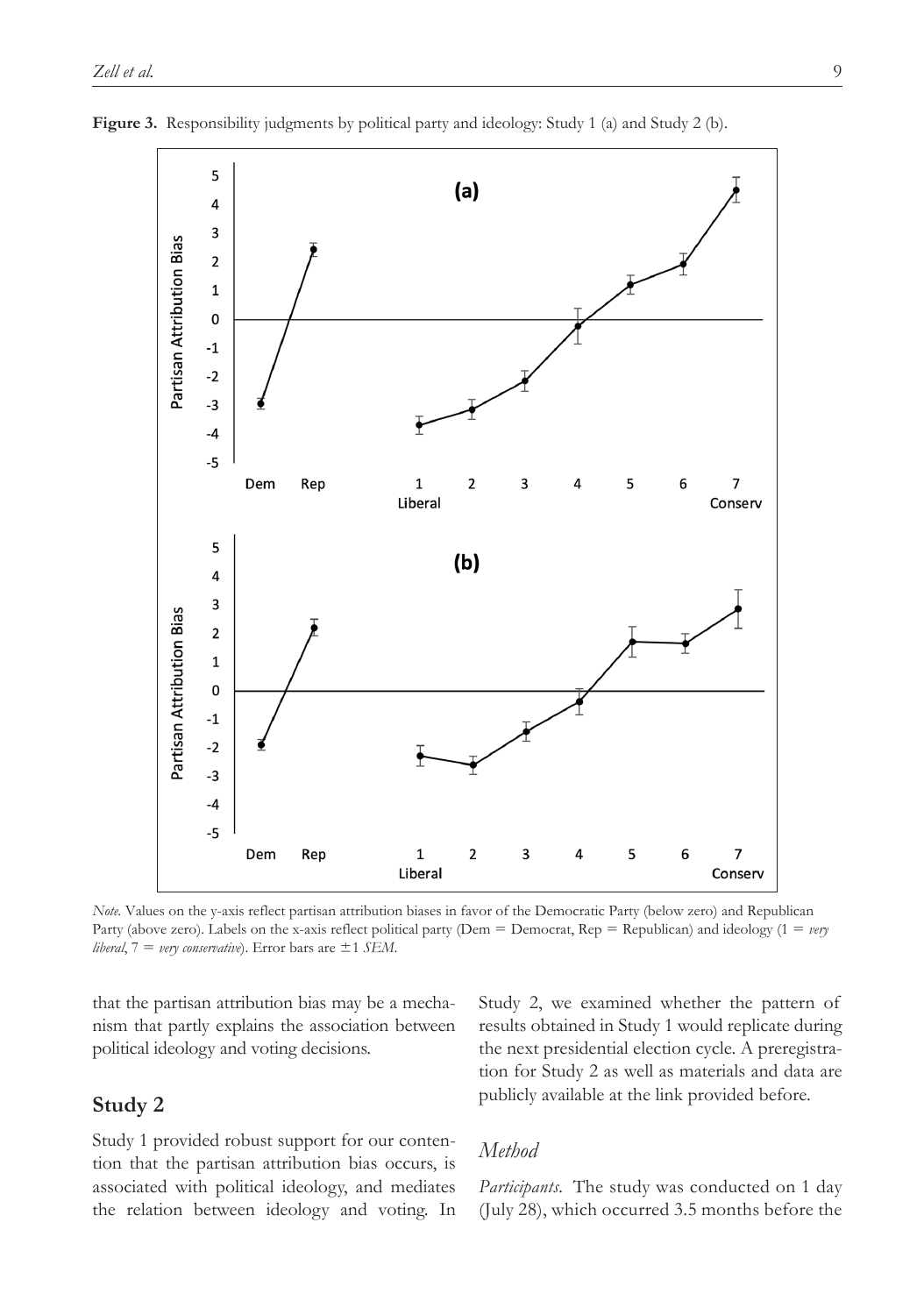**Figure 3.** Responsibility judgments by political party and ideology: Study 1 (a) and Study 2 (b).

*Note.* Values on the y-axis reflect partisan attribution biases in favor of the Democratic Party (below zero) and Republican Party (above zero). Labels on the x-axis reflect political party (Dem = Democrat, Rep = Republican) and ideology (1 = *very liberal*, 7 = *very conservative*). Error bars are ±1 *SEM*.

that the partisan attribution bias may be a mechanism that partly explains the association between political ideology and voting decisions.

## Study 2

Study 1 provided robust support for our contention that the partisan attribution bias occurs, is associated with political ideology, and mediates the relation between ideology and voting. In Study 2, we examined whether the pattern of results obtained in Study 1 would replicate during the next presidential election cycle. A preregistration for Study 2 as well as materials and data are publicly available at the link provided before.

### Method

*Participants.* The study was conducted on 1 day (July 28), which occurred 3.5 months before the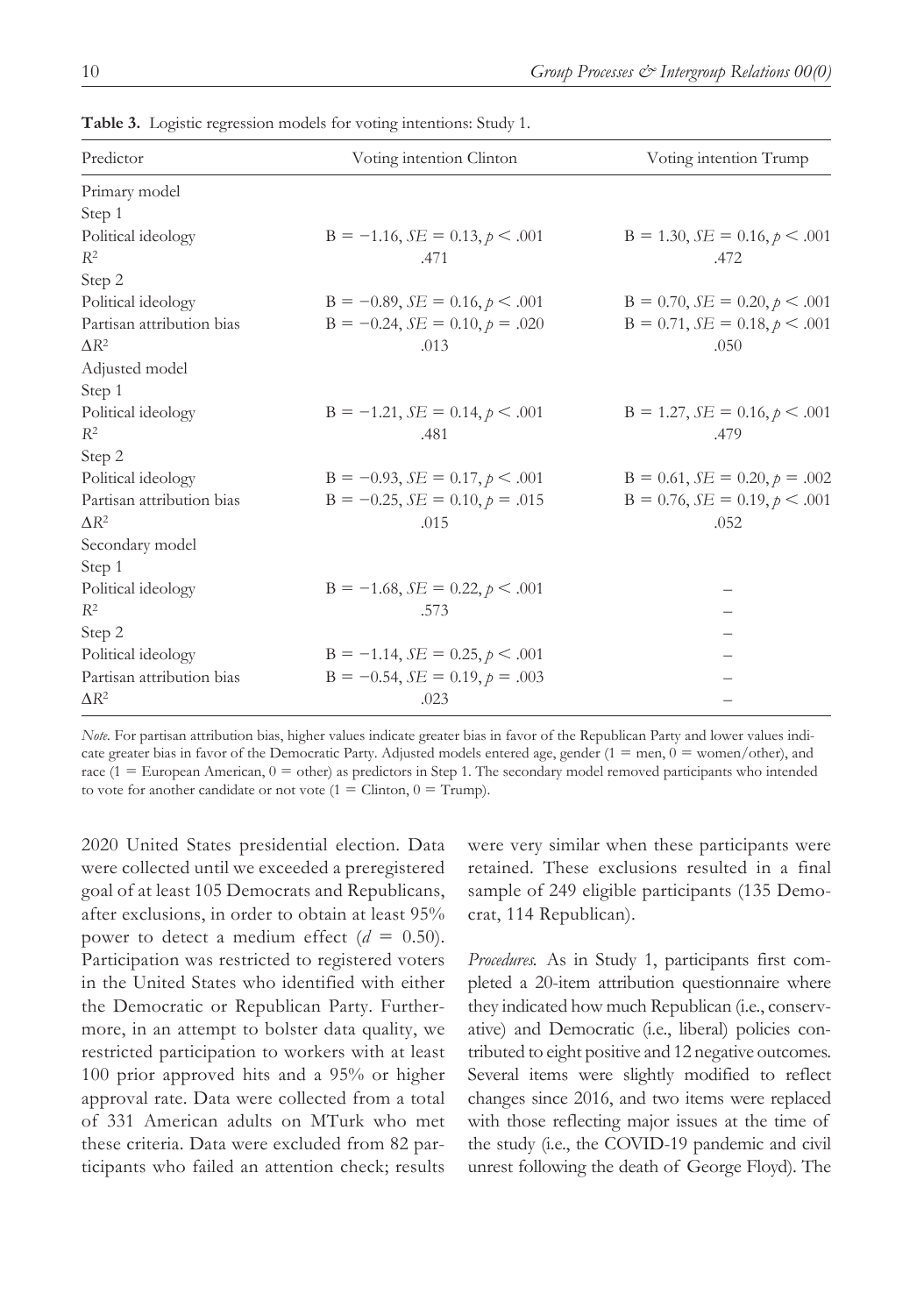**Table 3.** Logistic regression models for voting intentions: Study 1.

| Predictor | Voting intention Clinton | Voting intention Trump |
|---|---|---|
| Primary model | | |
| Step 1 | | |
| Political ideology | B = −1.16, $SE$ = 0.13, $p < .001$ | B = 1.30, $SE$ = 0.16, $p < .001$ |
| $R^2$ | .471 | .472 |
| Step 2 | | |
| Political ideology | B = −0.89, $SE$ = 0.16, $p < .001$ | B = 0.70, $SE$ = 0.20, $p < .001$ |
| Partisan attribution bias | B = −0.24, $SE$ = 0.10, $p$ = .020 | B = 0.71, $SE$ = 0.18, $p < .001$ |
| $\Delta R^2$ | .013 | .050 |
| Adjusted model | | |
| Step 1 | | |
| Political ideology | B = −1.21, $SE$ = 0.14, $p < .001$ | B = 1.27, $SE$ = 0.16, $p < .001$ |
| $R^2$ | .481 | .479 |
| Step 2 | | |
| Political ideology | B = −0.93, $SE$ = 0.17, $p < .001$ | B = 0.61, $SE$ = 0.20, $p$ = .002 |
| Partisan attribution bias | B = −0.25, $SE$ = 0.10, $p$ = .015 | B = 0.76, $SE$ = 0.19, $p < .001$ |
| $\Delta R^2$ | .015 | .052 |
| Secondary model | | |
| Step 1 | | |
| Political ideology | B = −1.68, $SE$ = 0.22, $p < .001$ | – |
| $R^2$ | .573 | – |
| Step 2 | | – |
| Political ideology | B = −1.14, $SE$ = 0.25, $p < .001$ | – |
| Partisan attribution bias | B = −0.54, $SE$ = 0.19, $p$ = .003 | – |
| $\Delta R^2$ | .023 | – |

*Note.* For partisan attribution bias, higher values indicate greater bias in favor of the Republican Party and lower values indicate greater bias in favor of the Democratic Party. Adjusted models entered age, gender (1 = men, 0 = women/other), and race (1 = European American, 0 = other) as predictors in Step 1. The secondary model removed participants who intended to vote for another candidate or not vote (1 = Clinton, 0 = Trump).

2020 United States presidential election. Data were collected until we exceeded a preregistered goal of at least 105 Democrats and Republicans, after exclusions, in order to obtain at least 95% power to detect a medium effect ($d$ = 0.50). Participation was restricted to registered voters in the United States who identified with either the Democratic or Republican Party. Furthermore, in an attempt to bolster data quality, we restricted participation to workers with at least 100 prior approved hits and a 95% or higher approval rate. Data were collected from a total of 331 American adults on MTurk who met these criteria. Data were excluded from 82 participants who failed an attention check; results were very similar when these participants were retained. These exclusions resulted in a final sample of 249 eligible participants (135 Democrat, 114 Republican).

*Procedures.* As in Study 1, participants first completed a 20-item attribution questionnaire where they indicated how much Republican (i.e., conservative) and Democratic (i.e., liberal) policies contributed to eight positive and 12 negative outcomes. Several items were slightly modified to reflect changes since 2016, and two items were replaced with those reflecting major issues at the time of the study (i.e., the COVID-19 pandemic and civil unrest following the death of George Floyd). The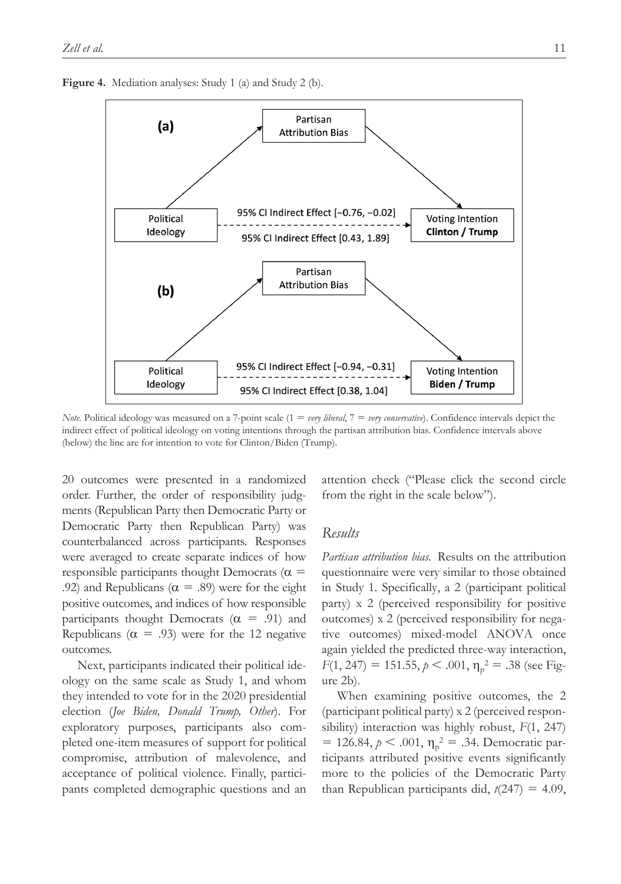**Figure 4.** Mediation analyses: Study 1 (a) and Study 2 (b).

(a)

Partisan Attribution Bias

Political Ideology

95% CI Indirect Effect [−0.76, −0.02]

95% CI Indirect Effect [0.43, 1.89]

Voting Intention **Clinton / Trump**

(b)

Partisan Attribution Bias

Political Ideology

95% CI Indirect Effect [−0.94, −0.31]

95% CI Indirect Effect [0.38, 1.04]

Voting Intention **Biden / Trump**

*Note.* Political ideology was measured on a 7-point scale (1 = *very liberal*, 7 = *very conservative*). Confidence intervals depict the indirect effect of political ideology on voting intentions through the partisan attribution bias. Confidence intervals above (below) the line are for intention to vote for Clinton/Biden (Trump).

20 outcomes were presented in a randomized order. Further, the order of responsibility judgments (Republican Party then Democratic Party or Democratic Party then Republican Party) was counterbalanced across participants. Responses were averaged to create separate indices of how responsible participants thought Democrats ($\alpha$ = .92) and Republicans ($\alpha$ = .89) were for the eight positive outcomes, and indices of how responsible participants thought Democrats ($\alpha$ = .91) and Republicans ($\alpha$ = .93) were for the 12 negative outcomes.

Next, participants indicated their political ideology on the same scale as Study 1, and whom they intended to vote for in the 2020 presidential election (*Joe Biden, Donald Trump, Other*). For exploratory purposes, participants also completed one-item measures of support for political compromise, attribution of malevolence, and acceptance of political violence. Finally, participants completed demographic questions and an attention check ("Please click the second circle from the right in the scale below").

## Results

*Partisan attribution bias.* Results on the attribution questionnaire were very similar to those obtained in Study 1. Specifically, a 2 (participant political party) x 2 (perceived responsibility for positive outcomes) x 2 (perceived responsibility for negative outcomes) mixed-model ANOVA once again yielded the predicted three-way interaction, $F(1, 247) = 151.55$, $p < .001$, $\eta_p^2 = .38$ (see Figure 2b).

When examining positive outcomes, the 2 (participant political party) x 2 (perceived responsibility) interaction was highly robust, $F(1, 247) = 126.84$, $p < .001$, $\eta_p^2 = .34$. Democratic participants attributed positive events significantly more to the policies of the Democratic Party than Republican participants did, $t(247) = 4.09$,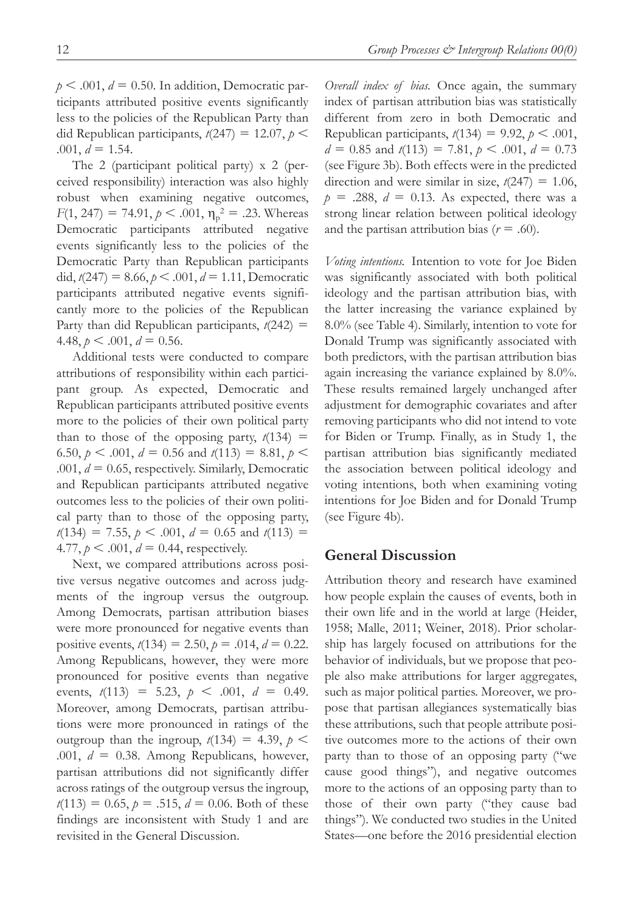$p < .001$, $d = 0.50$. In addition, Democratic participants attributed positive events significantly less to the policies of the Republican Party than did Republican participants, $t(247) = 12.07$, $p < .001$, $d = 1.54$.

The 2 (participant political party) x 2 (perceived responsibility) interaction was also highly robust when examining negative outcomes, $F(1, 247) = 74.91$, $p < .001$, $\eta_p^2 = .23$. Whereas Democratic participants attributed negative events significantly less to the policies of the Democratic Party than Republican participants did, $t(247) = 8.66$, $p < .001$, $d = 1.11$, Democratic participants attributed negative events significantly more to the policies of the Republican Party than did Republican participants, $t(242) = 4.48$, $p < .001$, $d = 0.56$.

Additional tests were conducted to compare attributions of responsibility within each participant group. As expected, Democratic and Republican participants attributed positive events more to the policies of their own political party than to those of the opposing party, $t(134) = 6.50$, $p < .001$, $d = 0.56$ and $t(113) = 8.81$, $p < .001$, $d = 0.65$, respectively. Similarly, Democratic and Republican participants attributed negative outcomes less to the policies of their own political party than to those of the opposing party, $t(134) = 7.55$, $p < .001$, $d = 0.65$ and $t(113) = 4.77$, $p < .001$, $d = 0.44$, respectively.

Next, we compared attributions across positive versus negative outcomes and across judgments of the ingroup versus the outgroup. Among Democrats, partisan attribution biases were more pronounced for negative events than positive events, $t(134) = 2.50$, $p = .014$, $d = 0.22$. Among Republicans, however, they were more pronounced for positive events than negative events, $t(113) = 5.23$, $p < .001$, $d = 0.49$. Moreover, among Democrats, partisan attributions were more pronounced in ratings of the outgroup than the ingroup, $t(134) = 4.39$, $p < .001$, $d = 0.38$. Among Republicans, however, partisan attributions did not significantly differ across ratings of the outgroup versus the ingroup, $t(113) = 0.65$, $p = .515$, $d = 0.06$. Both of these findings are inconsistent with Study 1 and are revisited in the General Discussion.

*Overall index of bias.* Once again, the summary index of partisan attribution bias was statistically different from zero in both Democratic and Republican participants, $t(134) = 9.92$, $p < .001$, $d = 0.85$ and $t(113) = 7.81$, $p < .001$, $d = 0.73$ (see Figure 3b). Both effects were in the predicted direction and were similar in size, $t(247) = 1.06$, $p = .288$, $d = 0.13$. As expected, there was a strong linear relation between political ideology and the partisan attribution bias ($r = .60$).

*Voting intentions.* Intention to vote for Joe Biden was significantly associated with both political ideology and the partisan attribution bias, with the latter increasing the variance explained by 8.0% (see Table 4). Similarly, intention to vote for Donald Trump was significantly associated with both predictors, with the partisan attribution bias again increasing the variance explained by 8.0%. These results remained largely unchanged after adjustment for demographic covariates and after removing participants who did not intend to vote for Biden or Trump. Finally, as in Study 1, the partisan attribution bias significantly mediated the association between political ideology and voting intentions, both when examining voting intentions for Joe Biden and for Donald Trump (see Figure 4b).

## General Discussion

Attribution theory and research have examined how people explain the causes of events, both in their own life and in the world at large (Heider, 1958; Malle, 2011; Weiner, 2018). Prior scholarship has largely focused on attributions for the behavior of individuals, but we propose that people also make attributions for larger aggregates, such as major political parties. Moreover, we propose that partisan allegiances systematically bias these attributions, such that people attribute positive outcomes more to the actions of their own party than to those of an opposing party ("we cause good things"), and negative outcomes more to the actions of an opposing party than to those of their own party ("they cause bad things"). We conducted two studies in the United States—one before the 2016 presidential election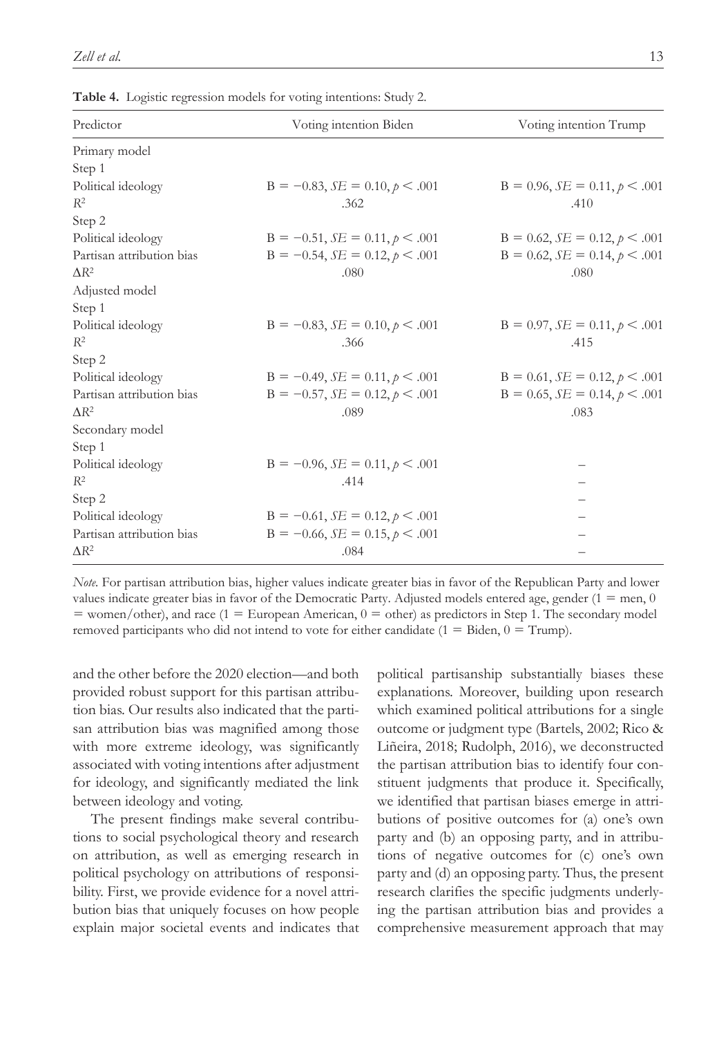**Table 4.** Logistic regression models for voting intentions: Study 2.

| Predictor | Voting intention Biden | Voting intention Trump |
|---|---|---|
| Primary model | | |
| Step 1 | | |
| Political ideology | B = −0.83, *SE* = 0.10, $p < .001$ | B = 0.96, *SE* = 0.11, $p < .001$ |
| $R^2$ | .362 | .410 |
| Step 2 | | |
| Political ideology | B = −0.51, *SE* = 0.11, $p < .001$ | B = 0.62, *SE* = 0.12, $p < .001$ |
| Partisan attribution bias | B = −0.54, *SE* = 0.12, $p < .001$ | B = 0.62, *SE* = 0.14, $p < .001$ |
| $\Delta R^2$ | .080 | .080 |
| Adjusted model | | |
| Step 1 | | |
| Political ideology | B = −0.83, *SE* = 0.10, $p < .001$ | B = 0.97, *SE* = 0.11, $p < .001$ |
| $R^2$ | .366 | .415 |
| Step 2 | | |
| Political ideology | B = −0.49, *SE* = 0.11, $p < .001$ | B = 0.61, *SE* = 0.12, $p < .001$ |
| Partisan attribution bias | B = −0.57, *SE* = 0.12, $p < .001$ | B = 0.65, *SE* = 0.14, $p < .001$ |
| $\Delta R^2$ | .089 | .083 |
| Secondary model | | |
| Step 1 | | |
| Political ideology | B = −0.96, *SE* = 0.11, $p < .001$ | – |
| $R^2$ | .414 | – |
| Step 2 | | – |
| Political ideology | B = −0.61, *SE* = 0.12, $p < .001$ | – |
| Partisan attribution bias | B = −0.66, *SE* = 0.15, $p < .001$ | – |
| $\Delta R^2$ | .084 | – |

*Note.* For partisan attribution bias, higher values indicate greater bias in favor of the Republican Party and lower values indicate greater bias in favor of the Democratic Party. Adjusted models entered age, gender (1 = men, 0 = women/other), and race (1 = European American, 0 = other) as predictors in Step 1. The secondary model removed participants who did not intend to vote for either candidate (1 = Biden, 0 = Trump).

and the other before the 2020 election—and both provided robust support for this partisan attribution bias. Our results also indicated that the partisan attribution bias was magnified among those with more extreme ideology, was significantly associated with voting intentions after adjustment for ideology, and significantly mediated the link between ideology and voting.

The present findings make several contributions to social psychological theory and research on attribution, as well as emerging research in political psychology on attributions of responsibility. First, we provide evidence for a novel attribution bias that uniquely focuses on how people explain major societal events and indicates that political partisanship substantially biases these explanations. Moreover, building upon research which examined political attributions for a single outcome or judgment type (Bartels, 2002; Rico & Liñeira, 2018; Rudolph, 2016), we deconstructed the partisan attribution bias to identify four constituent judgments that produce it. Specifically, we identified that partisan biases emerge in attributions of positive outcomes for (a) one's own party and (b) an opposing party, and in attributions of negative outcomes for (c) one's own party and (d) an opposing party. Thus, the present research clarifies the specific judgments underlying the partisan attribution bias and provides a comprehensive measurement approach that may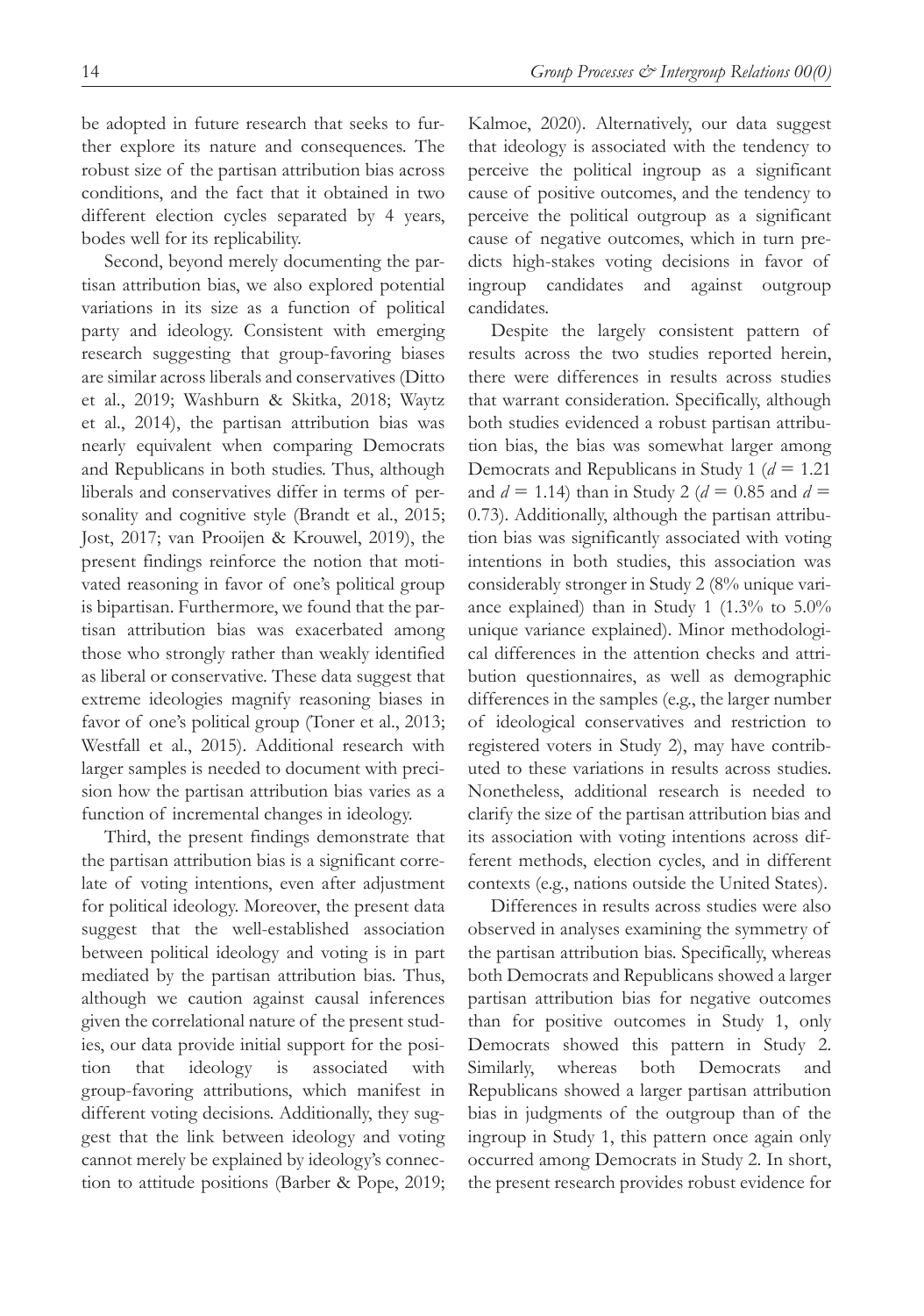be adopted in future research that seeks to further explore its nature and consequences. The robust size of the partisan attribution bias across conditions, and the fact that it obtained in two different election cycles separated by 4 years, bodes well for its replicability.

Second, beyond merely documenting the partisan attribution bias, we also explored potential variations in its size as a function of political party and ideology. Consistent with emerging research suggesting that group-favoring biases are similar across liberals and conservatives (Ditto et al., 2019; Washburn & Skitka, 2018; Waytz et al., 2014), the partisan attribution bias was nearly equivalent when comparing Democrats and Republicans in both studies. Thus, although liberals and conservatives differ in terms of personality and cognitive style (Brandt et al., 2015; Jost, 2017; van Prooijen & Krouwel, 2019), the present findings reinforce the notion that motivated reasoning in favor of one's political group is bipartisan. Furthermore, we found that the partisan attribution bias was exacerbated among those who strongly rather than weakly identified as liberal or conservative. These data suggest that extreme ideologies magnify reasoning biases in favor of one's political group (Toner et al., 2013; Westfall et al., 2015). Additional research with larger samples is needed to document with precision how the partisan attribution bias varies as a function of incremental changes in ideology.

Third, the present findings demonstrate that the partisan attribution bias is a significant correlate of voting intentions, even after adjustment for political ideology. Moreover, the present data suggest that the well-established association between political ideology and voting is in part mediated by the partisan attribution bias. Thus, although we caution against causal inferences given the correlational nature of the present studies, our data provide initial support for the position that ideology is associated with group-favoring attributions, which manifest in different voting decisions. Additionally, they suggest that the link between ideology and voting cannot merely be explained by ideology's connection to attitude positions (Barber & Pope, 2019; Kalmoe, 2020). Alternatively, our data suggest that ideology is associated with the tendency to perceive the political ingroup as a significant cause of positive outcomes, and the tendency to perceive the political outgroup as a significant cause of negative outcomes, which in turn predicts high-stakes voting decisions in favor of ingroup candidates and against outgroup candidates.

Despite the largely consistent pattern of results across the two studies reported herein, there were differences in results across studies that warrant consideration. Specifically, although both studies evidenced a robust partisan attribution bias, the bias was somewhat larger among Democrats and Republicans in Study 1 ($d = 1.21$ and $d = 1.14$) than in Study 2 ($d = 0.85$ and $d = 0.73$). Additionally, although the partisan attribution bias was significantly associated with voting intentions in both studies, this association was considerably stronger in Study 2 (8% unique variance explained) than in Study 1 (1.3% to 5.0% unique variance explained). Minor methodological differences in the attention checks and attribution questionnaires, as well as demographic differences in the samples (e.g., the larger number of ideological conservatives and restriction to registered voters in Study 2), may have contributed to these variations in results across studies. Nonetheless, additional research is needed to clarify the size of the partisan attribution bias and its association with voting intentions across different methods, election cycles, and in different contexts (e.g., nations outside the United States).

Differences in results across studies were also observed in analyses examining the symmetry of the partisan attribution bias. Specifically, whereas both Democrats and Republicans showed a larger partisan attribution bias for negative outcomes than for positive outcomes in Study 1, only Democrats showed this pattern in Study 2. Similarly, whereas both Democrats and Republicans showed a larger partisan attribution bias in judgments of the outgroup than of the ingroup in Study 1, this pattern once again only occurred among Democrats in Study 2. In short, the present research provides robust evidence for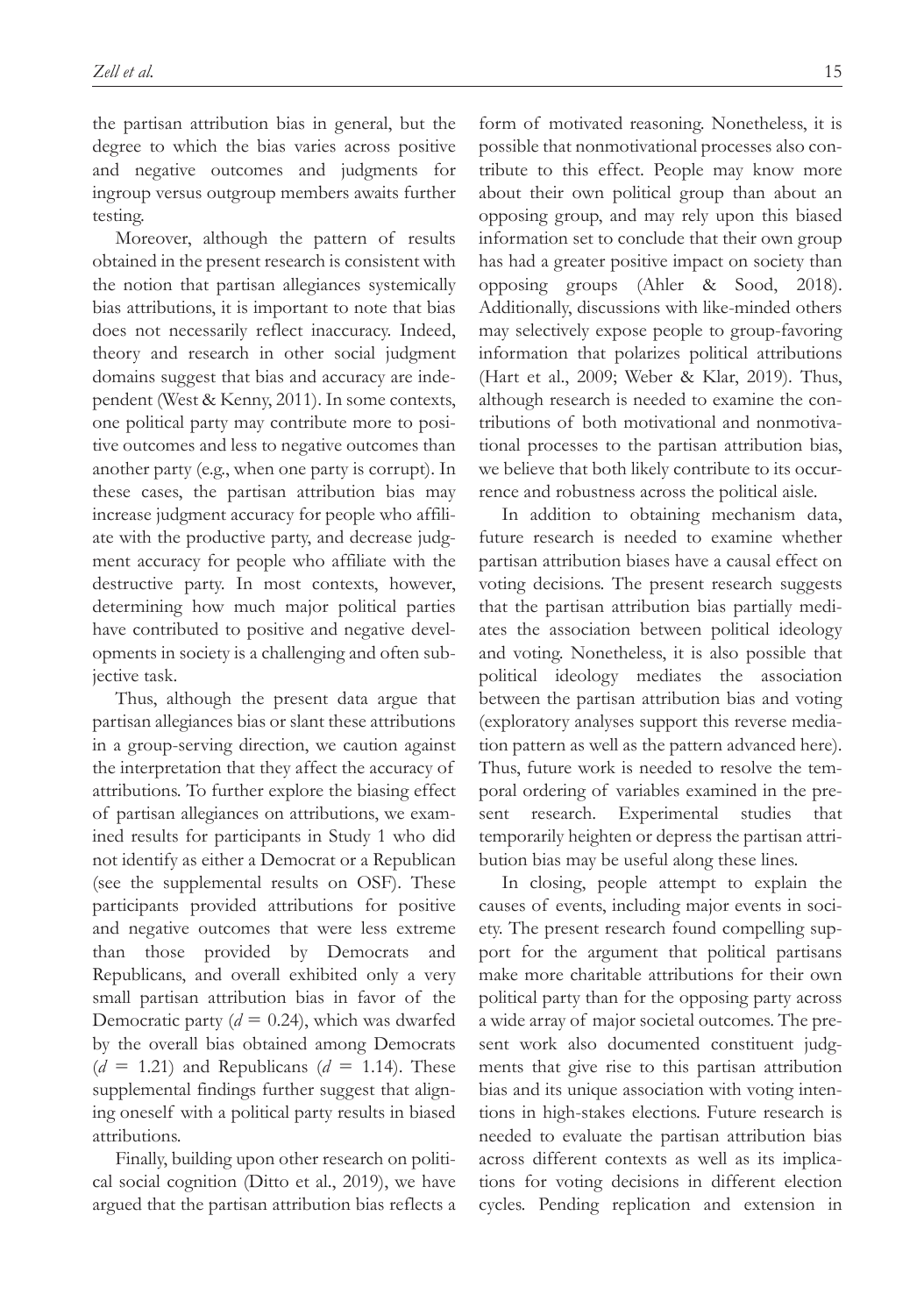the partisan attribution bias in general, but the degree to which the bias varies across positive and negative outcomes and judgments for ingroup versus outgroup members awaits further testing.

Moreover, although the pattern of results obtained in the present research is consistent with the notion that partisan allegiances systemically bias attributions, it is important to note that bias does not necessarily reflect inaccuracy. Indeed, theory and research in other social judgment domains suggest that bias and accuracy are independent (West & Kenny, 2011). In some contexts, one political party may contribute more to positive outcomes and less to negative outcomes than another party (e.g., when one party is corrupt). In these cases, the partisan attribution bias may increase judgment accuracy for people who affiliate with the productive party, and decrease judgment accuracy for people who affiliate with the destructive party. In most contexts, however, determining how much major political parties have contributed to positive and negative developments in society is a challenging and often subjective task.

Thus, although the present data argue that partisan allegiances bias or slant these attributions in a group-serving direction, we caution against the interpretation that they affect the accuracy of attributions. To further explore the biasing effect of partisan allegiances on attributions, we examined results for participants in Study 1 who did not identify as either a Democrat or a Republican (see the supplemental results on OSF). These participants provided attributions for positive and negative outcomes that were less extreme than those provided by Democrats and Republicans, and overall exhibited only a very small partisan attribution bias in favor of the Democratic party ($d = 0.24$), which was dwarfed by the overall bias obtained among Democrats ($d = 1.21$) and Republicans ($d = 1.14$). These supplemental findings further suggest that aligning oneself with a political party results in biased attributions.

Finally, building upon other research on political social cognition (Ditto et al., 2019), we have argued that the partisan attribution bias reflects a form of motivated reasoning. Nonetheless, it is possible that nonmotivational processes also contribute to this effect. People may know more about their own political group than about an opposing group, and may rely upon this biased information set to conclude that their own group has had a greater positive impact on society than opposing groups (Ahler & Sood, 2018). Additionally, discussions with like-minded others may selectively expose people to group-favoring information that polarizes political attributions (Hart et al., 2009; Weber & Klar, 2019). Thus, although research is needed to examine the contributions of both motivational and nonmotivational processes to the partisan attribution bias, we believe that both likely contribute to its occurrence and robustness across the political aisle.

In addition to obtaining mechanism data, future research is needed to examine whether partisan attribution biases have a causal effect on voting decisions. The present research suggests that the partisan attribution bias partially mediates the association between political ideology and voting. Nonetheless, it is also possible that political ideology mediates the association between the partisan attribution bias and voting (exploratory analyses support this reverse mediation pattern as well as the pattern advanced here). Thus, future work is needed to resolve the temporal ordering of variables examined in the present research. Experimental studies that temporarily heighten or depress the partisan attribution bias may be useful along these lines.

In closing, people attempt to explain the causes of events, including major events in society. The present research found compelling support for the argument that political partisans make more charitable attributions for their own political party than for the opposing party across a wide array of major societal outcomes. The present work also documented constituent judgments that give rise to this partisan attribution bias and its unique association with voting intentions in high-stakes elections. Future research is needed to evaluate the partisan attribution bias across different contexts as well as its implications for voting decisions in different election cycles. Pending replication and extension in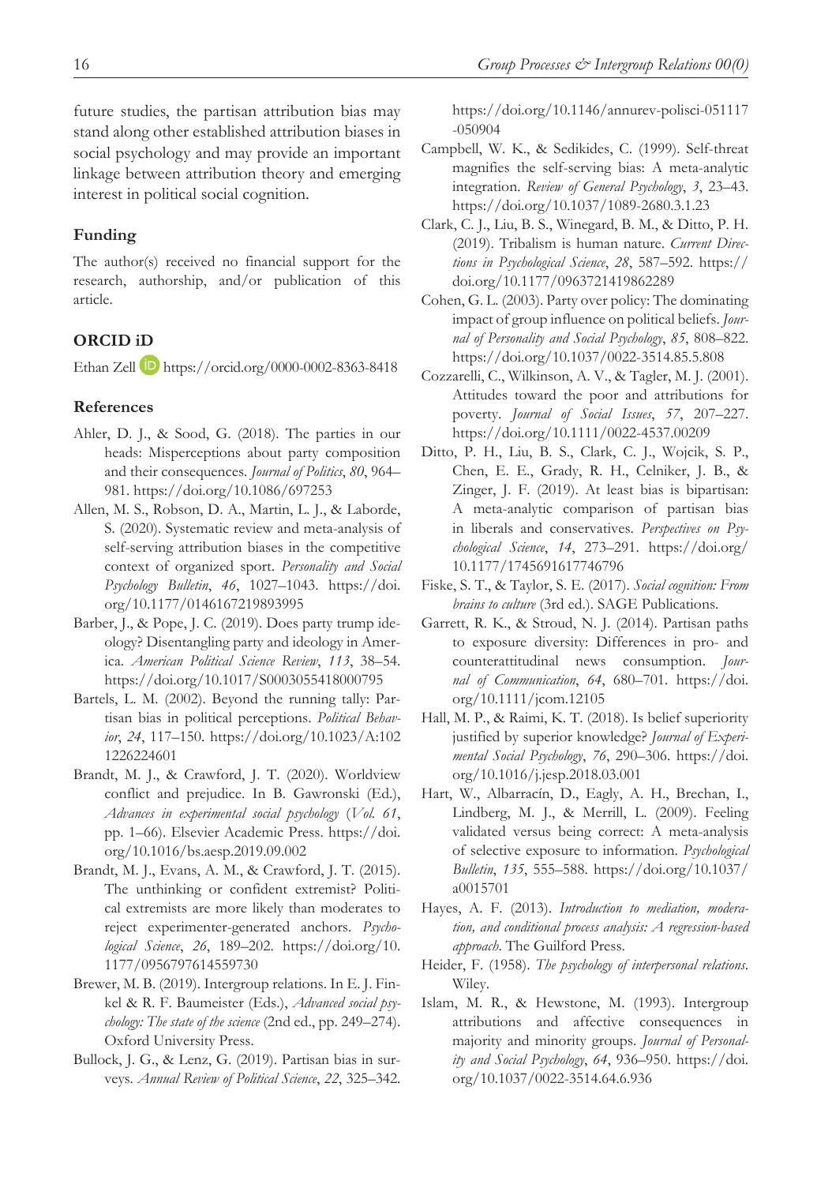future studies, the partisan attribution bias may stand along other established attribution biases in social psychology and may provide an important linkage between attribution theory and emerging interest in political social cognition.

## Funding

The author(s) received no financial support for the research, authorship, and/or publication of this article.

## ORCID iD

Ethan Zell https://orcid.org/0000-0002-8363-8418

## References

Ahler, D. J., & Sood, G. (2018). The parties in our heads: Misperceptions about party composition and their consequences. *Journal of Politics*, *80*, 964–981. https://doi.org/10.1086/697253

Allen, M. S., Robson, D. A., Martin, L. J., & Laborde, S. (2020). Systematic review and meta-analysis of self-serving attribution biases in the competitive context of organized sport. *Personality and Social Psychology Bulletin*, *46*, 1027–1043. https://doi.org/10.1177/0146167219893995

Barber, J., & Pope, J. C. (2019). Does party trump ideology? Disentangling party and ideology in America. *American Political Science Review*, *113*, 38–54. https://doi.org/10.1017/S0003055418000795

Bartels, L. M. (2002). Beyond the running tally: Partisan bias in political perceptions. *Political Behavior*, *24*, 117–150. https://doi.org/10.1023/A:1021226224601

Brandt, M. J., & Crawford, J. T. (2020). Worldview conflict and prejudice. In B. Gawronski (Ed.), *Advances in experimental social psychology* (*Vol. 61*, pp. 1–66). Elsevier Academic Press. https://doi.org/10.1016/bs.aesp.2019.09.002

Brandt, M. J., Evans, A. M., & Crawford, J. T. (2015). The unthinking or confident extremist? Political extremists are more likely than moderates to reject experimenter-generated anchors. *Psychological Science*, *26*, 189–202. https://doi.org/10.1177/0956797614559730

Brewer, M. B. (2019). Intergroup relations. In E. J. Finkel & R. F. Baumeister (Eds.), *Advanced social psychology: The state of the science* (2nd ed., pp. 249–274). Oxford University Press.

Bullock, J. G., & Lenz, G. (2019). Partisan bias in surveys. *Annual Review of Political Science*, *22*, 325–342. https://doi.org/10.1146/annurev-polisci-051117-050904

Campbell, W. K., & Sedikides, C. (1999). Self-threat magnifies the self-serving bias: A meta-analytic integration. *Review of General Psychology*, *3*, 23–43. https://doi.org/10.1037/1089-2680.3.1.23

Clark, C. J., Liu, B. S., Winegard, B. M., & Ditto, P. H. (2019). Tribalism is human nature. *Current Directions in Psychological Science*, *28*, 587–592. https://doi.org/10.1177/0963721419862289

Cohen, G. L. (2003). Party over policy: The dominating impact of group influence on political beliefs. *Journal of Personality and Social Psychology*, *85*, 808–822. https://doi.org/10.1037/0022-3514.85.5.808

Cozzarelli, C., Wilkinson, A. V., & Tagler, M. J. (2001). Attitudes toward the poor and attributions for poverty. *Journal of Social Issues*, *57*, 207–227. https://doi.org/10.1111/0022-4537.00209

Ditto, P. H., Liu, B. S., Clark, C. J., Wojcik, S. P., Chen, E. E., Grady, R. H., Celniker, J. B., & Zinger, J. F. (2019). At least bias is bipartisan: A meta-analytic comparison of partisan bias in liberals and conservatives. *Perspectives on Psychological Science*, *14*, 273–291. https://doi.org/10.1177/1745691617746796

Fiske, S. T., & Taylor, S. E. (2017). *Social cognition: From brains to culture* (3rd ed.). SAGE Publications.

Garrett, R. K., & Stroud, N. J. (2014). Partisan paths to exposure diversity: Differences in pro- and counterattitudinal news consumption. *Journal of Communication*, *64*, 680–701. https://doi.org/10.1111/jcom.12105

Hall, M. P., & Raimi, K. T. (2018). Is belief superiority justified by superior knowledge? *Journal of Experimental Social Psychology*, *76*, 290–306. https://doi.org/10.1016/j.jesp.2018.03.001

Hart, W., Albarracín, D., Eagly, A. H., Brechan, I., Lindberg, M. J., & Merrill, L. (2009). Feeling validated versus being correct: A meta-analysis of selective exposure to information. *Psychological Bulletin*, *135*, 555–588. https://doi.org/10.1037/a0015701

Hayes, A. F. (2013). *Introduction to mediation, moderation, and conditional process analysis: A regression-based approach*. The Guilford Press.

Heider, F. (1958). *The psychology of interpersonal relations*. Wiley.

Islam, M. R., & Hewstone, M. (1993). Intergroup attributions and affective consequences in majority and minority groups. *Journal of Personality and Social Psychology*, *64*, 936–950. https://doi.org/10.1037/0022-3514.64.6.936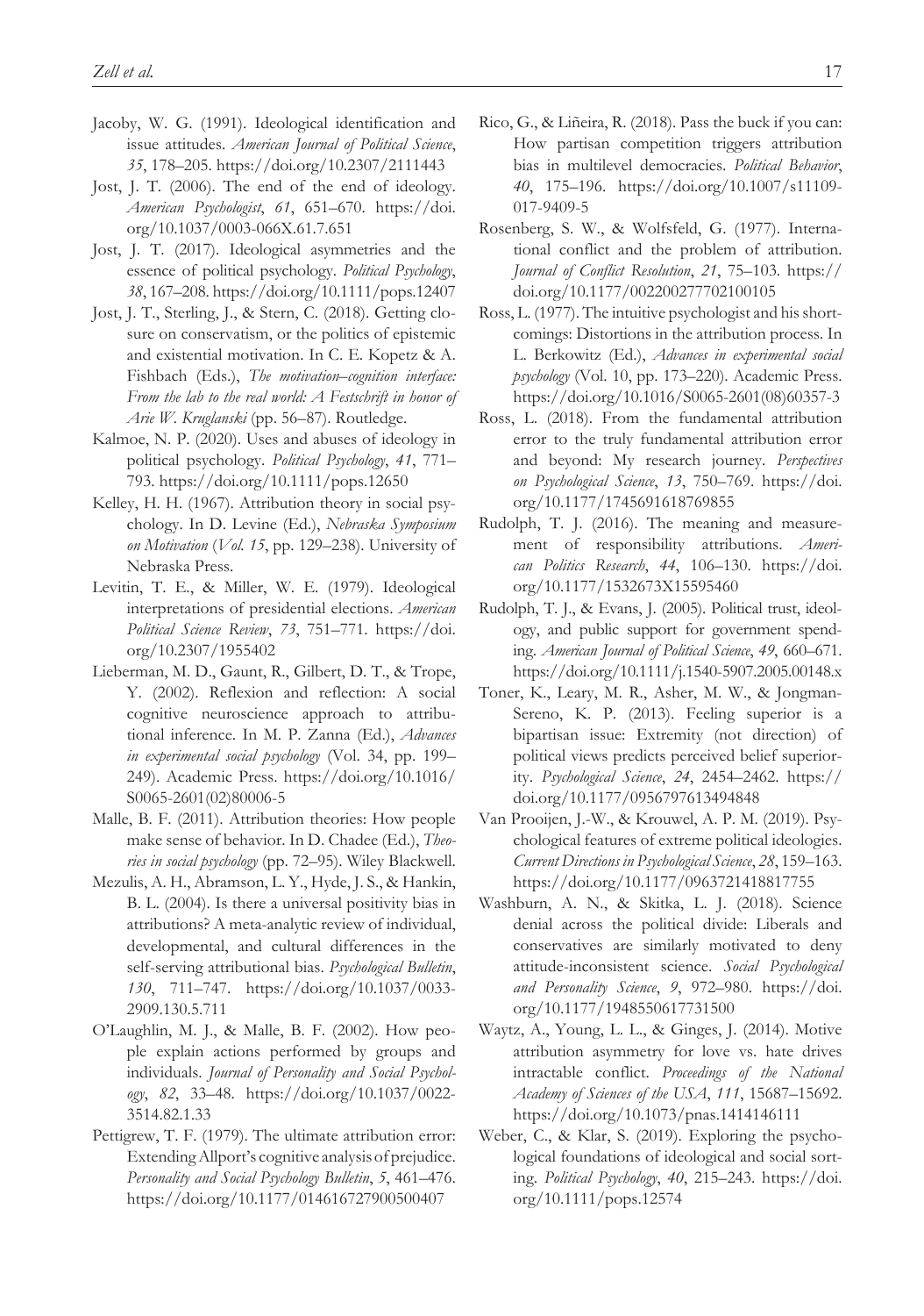Jacoby, W. G. (1991). Ideological identification and issue attitudes. *American Journal of Political Science*, *35*, 178–205. https://doi.org/10.2307/2111443

Jost, J. T. (2006). The end of the end of ideology. *American Psychologist*, *61*, 651–670. https://doi.org/10.1037/0003-066X.61.7.651

Jost, J. T. (2017). Ideological asymmetries and the essence of political psychology. *Political Psychology*, *38*, 167–208. https://doi.org/10.1111/pops.12407

Jost, J. T., Sterling, J., & Stern, C. (2018). Getting closure on conservatism, or the politics of epistemic and existential motivation. In C. E. Kopetz & A. Fishbach (Eds.), *The motivation–cognition interface: From the lab to the real world: A Festschrift in honor of Arie W. Kruglanski* (pp. 56–87). Routledge.

Kalmoe, N. P. (2020). Uses and abuses of ideology in political psychology. *Political Psychology*, *41*, 771–793. https://doi.org/10.1111/pops.12650

Kelley, H. H. (1967). Attribution theory in social psychology. In D. Levine (Ed.), *Nebraska Symposium on Motivation* (*Vol. 15*, pp. 129–238). University of Nebraska Press.

Levitin, T. E., & Miller, W. E. (1979). Ideological interpretations of presidential elections. *American Political Science Review*, *73*, 751–771. https://doi.org/10.2307/1955402

Lieberman, M. D., Gaunt, R., Gilbert, D. T., & Trope, Y. (2002). Reflexion and reflection: A social cognitive neuroscience approach to attributional inference. In M. P. Zanna (Ed.), *Advances in experimental social psychology* (Vol. 34, pp. 199–249). Academic Press. https://doi.org/10.1016/S0065-2601(02)80006-5

Malle, B. F. (2011). Attribution theories: How people make sense of behavior. In D. Chadee (Ed.), *Theories in social psychology* (pp. 72–95). Wiley Blackwell.

Mezulis, A. H., Abramson, L. Y., Hyde, J. S., & Hankin, B. L. (2004). Is there a universal positivity bias in attributions? A meta-analytic review of individual, developmental, and cultural differences in the self-serving attributional bias. *Psychological Bulletin*, *130*, 711–747. https://doi.org/10.1037/0033-2909.130.5.711

O'Laughlin, M. J., & Malle, B. F. (2002). How people explain actions performed by groups and individuals. *Journal of Personality and Social Psychology*, *82*, 33–48. https://doi.org/10.1037/0022-3514.82.1.33

Pettigrew, T. F. (1979). The ultimate attribution error: Extending Allport's cognitive analysis of prejudice. *Personality and Social Psychology Bulletin*, *5*, 461–476. https://doi.org/10.1177/014616727900500407

Rico, G., & Liñeira, R. (2018). Pass the buck if you can: How partisan competition triggers attribution bias in multilevel democracies. *Political Behavior*, *40*, 175–196. https://doi.org/10.1007/s11109-017-9409-5

Rosenberg, S. W., & Wolfsfeld, G. (1977). International conflict and the problem of attribution. *Journal of Conflict Resolution*, *21*, 75–103. https://doi.org/10.1177/002200277702100105

Ross, L. (1977). The intuitive psychologist and his shortcomings: Distortions in the attribution process. In L. Berkowitz (Ed.), *Advances in experimental social psychology* (Vol. 10, pp. 173–220). Academic Press. https://doi.org/10.1016/S0065-2601(08)60357-3

Ross, L. (2018). From the fundamental attribution error to the truly fundamental attribution error and beyond: My research journey. *Perspectives on Psychological Science*, *13*, 750–769. https://doi.org/10.1177/1745691618769855

Rudolph, T. J. (2016). The meaning and measurement of responsibility attributions. *American Politics Research*, *44*, 106–130. https://doi.org/10.1177/1532673X15595460

Rudolph, T. J., & Evans, J. (2005). Political trust, ideology, and public support for government spending. *American Journal of Political Science*, *49*, 660–671. https://doi.org/10.1111/j.1540-5907.2005.00148.x

Toner, K., Leary, M. R., Asher, M. W., & Jongman-Sereno, K. P. (2013). Feeling superior is a bipartisan issue: Extremity (not direction) of political views predicts perceived belief superiority. *Psychological Science*, *24*, 2454–2462. https://doi.org/10.1177/0956797613494848

Van Prooijen, J.-W., & Krouwel, A. P. M. (2019). Psychological features of extreme political ideologies. *Current Directions in Psychological Science*, *28*, 159–163. https://doi.org/10.1177/0963721418817755

Washburn, A. N., & Skitka, L. J. (2018). Science denial across the political divide: Liberals and conservatives are similarly motivated to deny attitude-inconsistent science. *Social Psychological and Personality Science*, *9*, 972–980. https://doi.org/10.1177/1948550617731500

Waytz, A., Young, L. L., & Ginges, J. (2014). Motive attribution asymmetry for love vs. hate drives intractable conflict. *Proceedings of the National Academy of Sciences of the USA*, *111*, 15687–15692. https://doi.org/10.1073/pnas.1414146111

Weber, C., & Klar, S. (2019). Exploring the psychological foundations of ideological and social sorting. *Political Psychology*, *40*, 215–243. https://doi.org/10.1111/pops.12574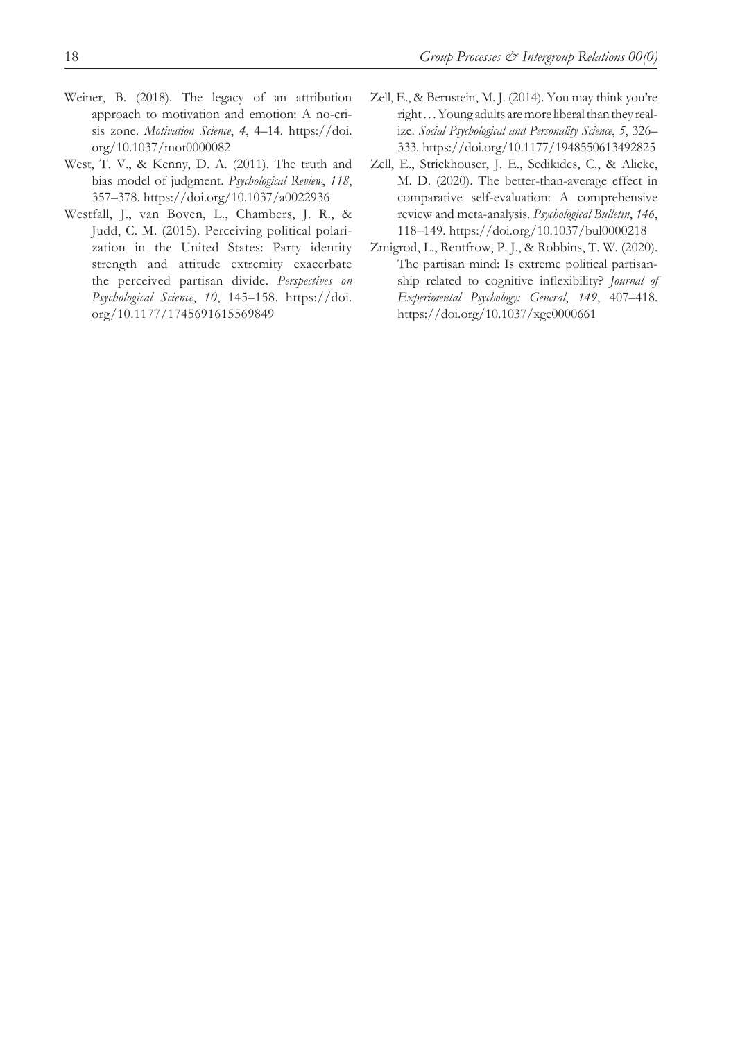Weiner, B. (2018). The legacy of an attribution approach to motivation and emotion: A no-crisis zone. *Motivation Science*, *4*, 4–14. https://doi.org/10.1037/mot0000082

West, T. V., & Kenny, D. A. (2011). The truth and bias model of judgment. *Psychological Review*, *118*, 357–378. https://doi.org/10.1037/a0022936

Westfall, J., van Boven, L., Chambers, J. R., & Judd, C. M. (2015). Perceiving political polarization in the United States: Party identity strength and attitude extremity exacerbate the perceived partisan divide. *Perspectives on Psychological Science*, *10*, 145–158. https://doi.org/10.1177/1745691615569849

Zell, E., & Bernstein, M. J. (2014). You may think you're right . . . Young adults are more liberal than they realize. *Social Psychological and Personality Science*, *5*, 326–333. https://doi.org/10.1177/1948550613492825

Zell, E., Strickhouser, J. E., Sedikides, C., & Alicke, M. D. (2020). The better-than-average effect in comparative self-evaluation: A comprehensive review and meta-analysis. *Psychological Bulletin*, *146*, 118–149. https://doi.org/10.1037/bul0000218

Zmigrod, L., Rentfrow, P. J., & Robbins, T. W. (2020). The partisan mind: Is extreme political partisanship related to cognitive inflexibility? *Journal of Experimental Psychology: General*, *149*, 407–418. https://doi.org/10.1037/xge0000661